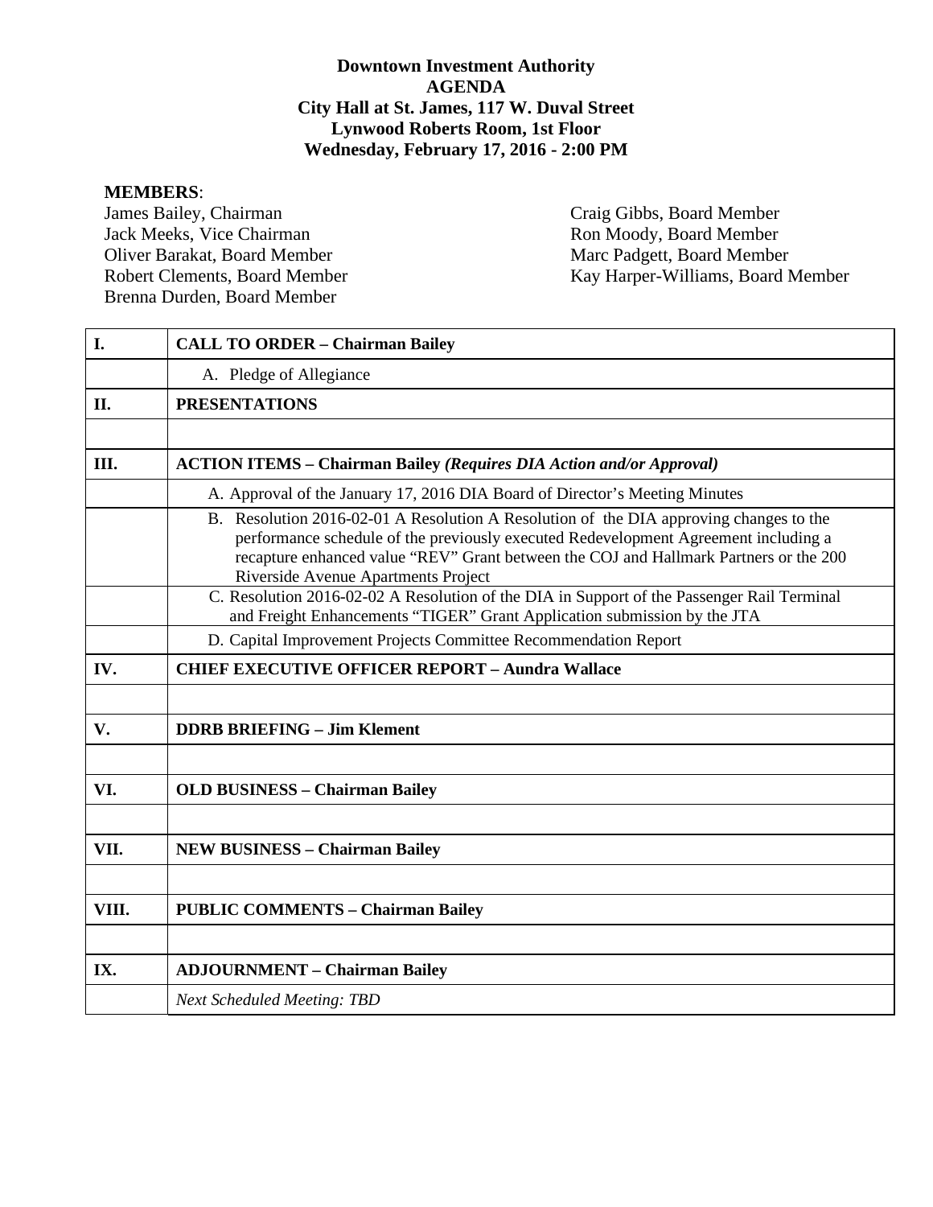**Downtown Investment Authority**
**AGENDA**
**City Hall at St. James, 117 W. Duval Street**
**Lynwood Roberts Room, 1st Floor**
**Wednesday, February 17, 2016 - 2:00 PM**

**MEMBERS**:

James Bailey, Chairman
Jack Meeks, Vice Chairman
Oliver Barakat, Board Member
Robert Clements, Board Member
Brenna Durden, Board Member
Craig Gibbs, Board Member
Ron Moody, Board Member
Marc Padgett, Board Member
Kay Harper-Williams, Board Member

| | |
|---|---|
| **I.** | **CALL TO ORDER – Chairman Bailey** |
| | A. Pledge of Allegiance |
| **II.** | **PRESENTATIONS** |
| | |
| **III.** | **ACTION ITEMS – Chairman Bailey** ***(Requires DIA Action and/or Approval)*** |
| | A. Approval of the January 17, 2016 DIA Board of Director's Meeting Minutes |
| | B. Resolution 2016-02-01 A Resolution A Resolution of the DIA approving changes to the performance schedule of the previously executed Redevelopment Agreement including a recapture enhanced value "REV" Grant between the COJ and Hallmark Partners or the 200 Riverside Avenue Apartments Project |
| | C. Resolution 2016-02-02 A Resolution of the DIA in Support of the Passenger Rail Terminal and Freight Enhancements "TIGER" Grant Application submission by the JTA |
| | D. Capital Improvement Projects Committee Recommendation Report |
| **IV.** | **CHIEF EXECUTIVE OFFICER REPORT – Aundra Wallace** |
| | |
| **V.** | **DDRB BRIEFING – Jim Klement** |
| | |
| **VI.** | **OLD BUSINESS – Chairman Bailey** |
| | |
| **VII.** | **NEW BUSINESS – Chairman Bailey** |
| | |
| **VIII.** | **PUBLIC COMMENTS – Chairman Bailey** |
| | |
| **IX.** | **ADJOURNMENT – Chairman Bailey** |
| | *Next Scheduled Meeting: TBD* |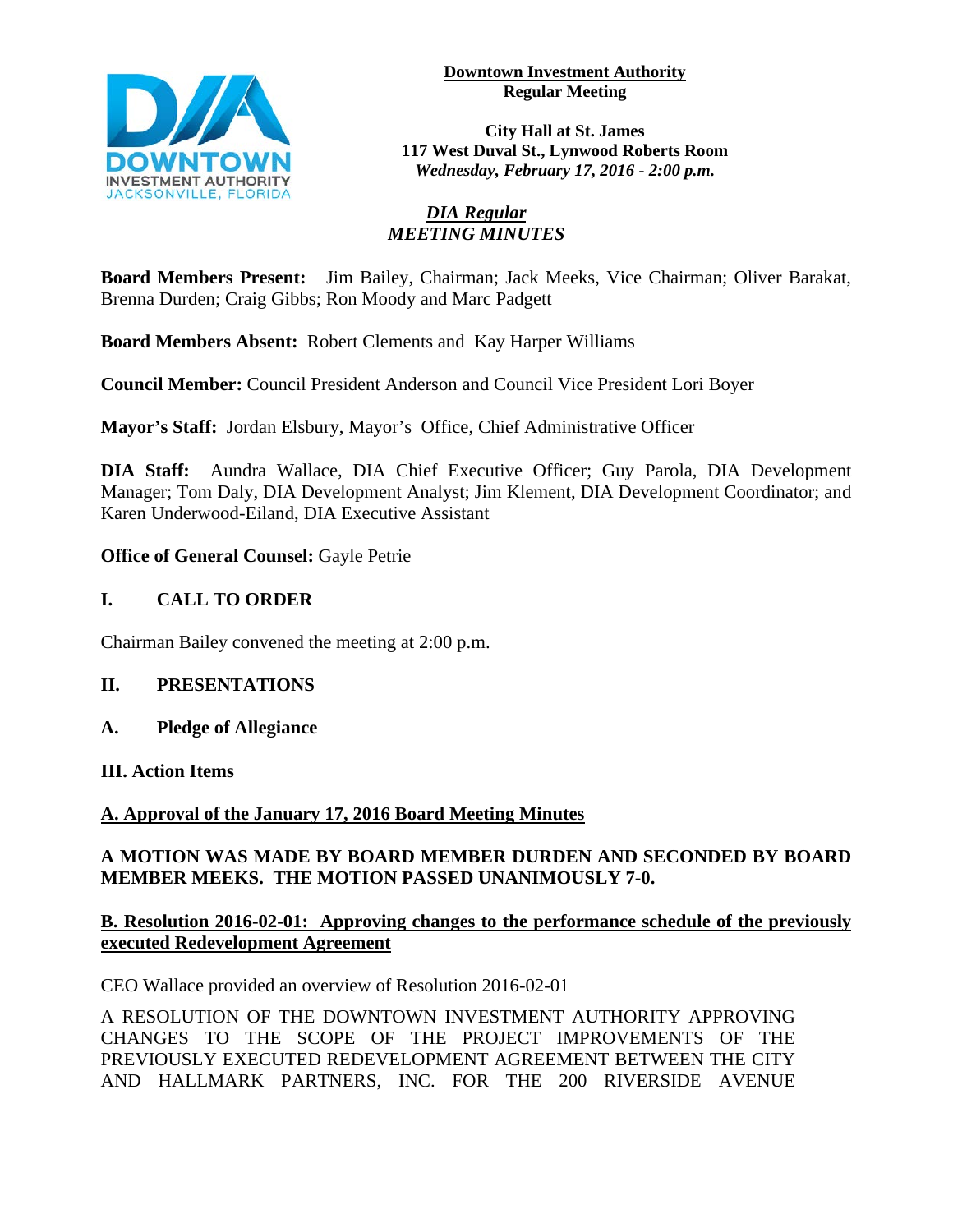**Downtown Investment Authority**
**Regular Meeting**

**City Hall at St. James**
**117 West Duval St., Lynwood Roberts Room**
***Wednesday, February 17, 2016 - 2:00 p.m.***

***DIA Regular***
***MEETING MINUTES***

**Board Members Present:** Jim Bailey, Chairman; Jack Meeks, Vice Chairman; Oliver Barakat, Brenna Durden; Craig Gibbs; Ron Moody and Marc Padgett

**Board Members Absent:** Robert Clements and Kay Harper Williams

**Council Member:** Council President Anderson and Council Vice President Lori Boyer

**Mayor's Staff:** Jordan Elsbury, Mayor's Office, Chief Administrative Officer

**DIA Staff:** Aundra Wallace, DIA Chief Executive Officer; Guy Parola, DIA Development Manager; Tom Daly, DIA Development Analyst; Jim Klement, DIA Development Coordinator; and Karen Underwood-Eiland, DIA Executive Assistant

**Office of General Counsel:** Gayle Petrie

## I. CALL TO ORDER

Chairman Bailey convened the meeting at 2:00 p.m.

## II. PRESENTATIONS

### A. Pledge of Allegiance

## III. Action Items

### A. Approval of the January 17, 2016 Board Meeting Minutes

**A MOTION WAS MADE BY BOARD MEMBER DURDEN AND SECONDED BY BOARD MEMBER MEEKS. THE MOTION PASSED UNANIMOUSLY 7-0.**

### B. Resolution 2016-02-01: Approving changes to the performance schedule of the previously executed Redevelopment Agreement

CEO Wallace provided an overview of Resolution 2016-02-01

A RESOLUTION OF THE DOWNTOWN INVESTMENT AUTHORITY APPROVING CHANGES TO THE SCOPE OF THE PROJECT IMPROVEMENTS OF THE PREVIOUSLY EXECUTED REDEVELOPMENT AGREEMENT BETWEEN THE CITY AND HALLMARK PARTNERS, INC. FOR THE 200 RIVERSIDE AVENUE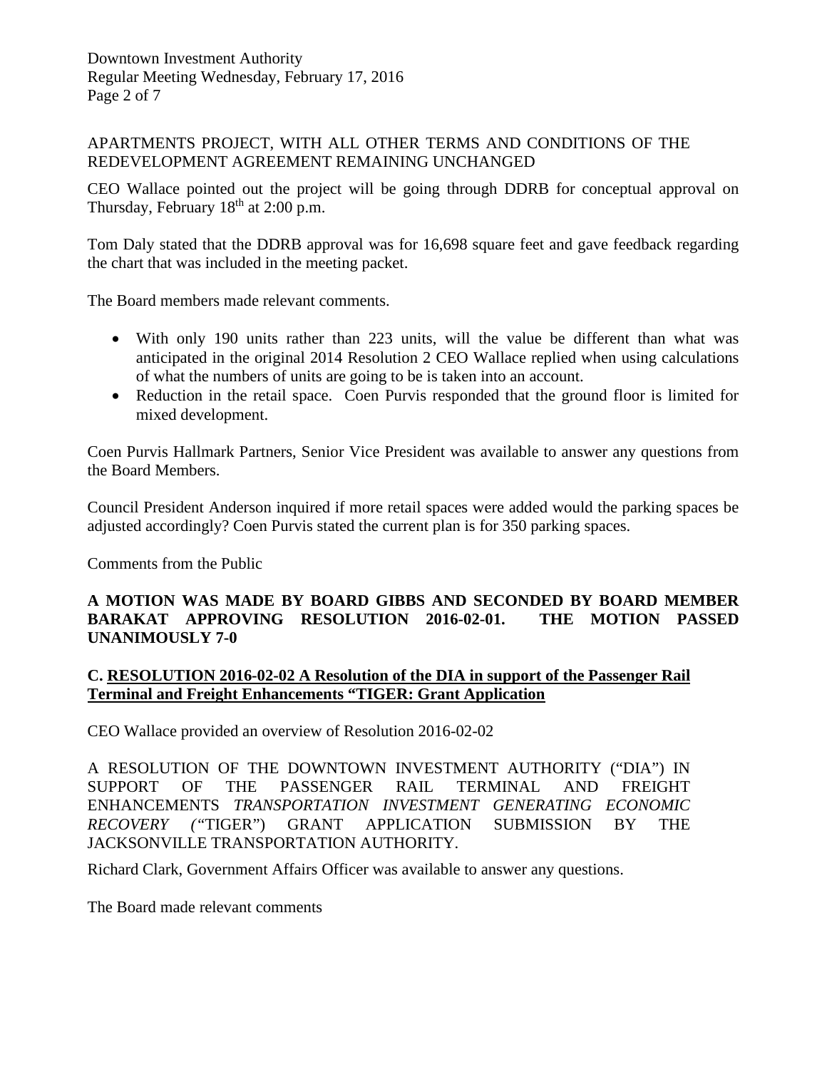APARTMENTS PROJECT, WITH ALL OTHER TERMS AND CONDITIONS OF THE REDEVELOPMENT AGREEMENT REMAINING UNCHANGED

CEO Wallace pointed out the project will be going through DDRB for conceptual approval on Thursday, February 18th at 2:00 p.m.

Tom Daly stated that the DDRB approval was for 16,698 square feet and gave feedback regarding the chart that was included in the meeting packet.

The Board members made relevant comments.

- With only 190 units rather than 223 units, will the value be different than what was anticipated in the original 2014 Resolution 2 CEO Wallace replied when using calculations of what the numbers of units are going to be is taken into an account.
- Reduction in the retail space. Coen Purvis responded that the ground floor is limited for mixed development.

Coen Purvis Hallmark Partners, Senior Vice President was available to answer any questions from the Board Members.

Council President Anderson inquired if more retail spaces were added would the parking spaces be adjusted accordingly? Coen Purvis stated the current plan is for 350 parking spaces.

Comments from the Public

**A MOTION WAS MADE BY BOARD GIBBS AND SECONDED BY BOARD MEMBER BARAKAT APPROVING RESOLUTION 2016-02-01. THE MOTION PASSED UNANIMOUSLY 7-0**

**C. <u>RESOLUTION 2016-02-02 A Resolution of the DIA in support of the Passenger Rail Terminal and Freight Enhancements "TIGER: Grant Application</u>**

CEO Wallace provided an overview of Resolution 2016-02-02

A RESOLUTION OF THE DOWNTOWN INVESTMENT AUTHORITY ("DIA") IN SUPPORT OF THE PASSENGER RAIL TERMINAL AND FREIGHT ENHANCEMENTS *TRANSPORTATION INVESTMENT GENERATING ECONOMIC RECOVERY ("*TIGER") GRANT APPLICATION SUBMISSION BY THE JACKSONVILLE TRANSPORTATION AUTHORITY.

Richard Clark, Government Affairs Officer was available to answer any questions.

The Board made relevant comments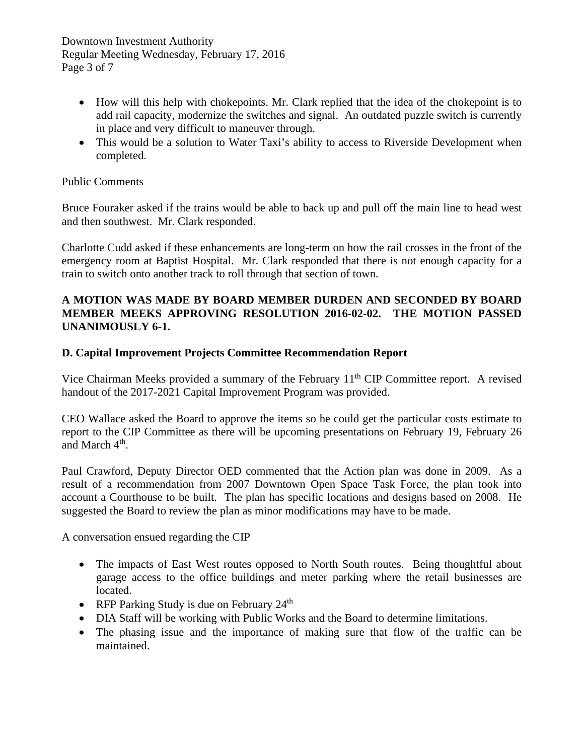- How will this help with chokepoints. Mr. Clark replied that the idea of the chokepoint is to add rail capacity, modernize the switches and signal. An outdated puzzle switch is currently in place and very difficult to maneuver through.
- This would be a solution to Water Taxi's ability to access to Riverside Development when completed.

Public Comments

Bruce Fouraker asked if the trains would be able to back up and pull off the main line to head west and then southwest. Mr. Clark responded.

Charlotte Cudd asked if these enhancements are long-term on how the rail crosses in the front of the emergency room at Baptist Hospital. Mr. Clark responded that there is not enough capacity for a train to switch onto another track to roll through that section of town.

**A MOTION WAS MADE BY BOARD MEMBER DURDEN AND SECONDED BY BOARD MEMBER MEEKS APPROVING RESOLUTION 2016-02-02. THE MOTION PASSED UNANIMOUSLY 6-1.**

**D. Capital Improvement Projects Committee Recommendation Report**

Vice Chairman Meeks provided a summary of the February 11th CIP Committee report. A revised handout of the 2017-2021 Capital Improvement Program was provided.

CEO Wallace asked the Board to approve the items so he could get the particular costs estimate to report to the CIP Committee as there will be upcoming presentations on February 19, February 26 and March 4th.

Paul Crawford, Deputy Director OED commented that the Action plan was done in 2009. As a result of a recommendation from 2007 Downtown Open Space Task Force, the plan took into account a Courthouse to be built. The plan has specific locations and designs based on 2008. He suggested the Board to review the plan as minor modifications may have to be made.

A conversation ensued regarding the CIP

- The impacts of East West routes opposed to North South routes. Being thoughtful about garage access to the office buildings and meter parking where the retail businesses are located.
- RFP Parking Study is due on February 24th
- DIA Staff will be working with Public Works and the Board to determine limitations.
- The phasing issue and the importance of making sure that flow of the traffic can be maintained.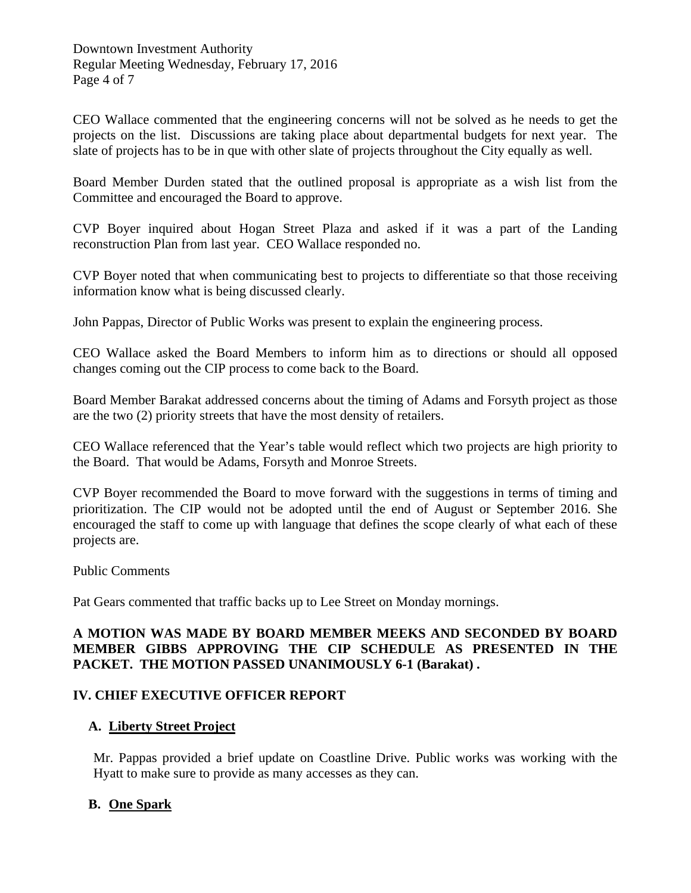CEO Wallace commented that the engineering concerns will not be solved as he needs to get the projects on the list. Discussions are taking place about departmental budgets for next year. The slate of projects has to be in que with other slate of projects throughout the City equally as well.

Board Member Durden stated that the outlined proposal is appropriate as a wish list from the Committee and encouraged the Board to approve.

CVP Boyer inquired about Hogan Street Plaza and asked if it was a part of the Landing reconstruction Plan from last year. CEO Wallace responded no.

CVP Boyer noted that when communicating best to projects to differentiate so that those receiving information know what is being discussed clearly.

John Pappas, Director of Public Works was present to explain the engineering process.

CEO Wallace asked the Board Members to inform him as to directions or should all opposed changes coming out the CIP process to come back to the Board.

Board Member Barakat addressed concerns about the timing of Adams and Forsyth project as those are the two (2) priority streets that have the most density of retailers.

CEO Wallace referenced that the Year's table would reflect which two projects are high priority to the Board. That would be Adams, Forsyth and Monroe Streets.

CVP Boyer recommended the Board to move forward with the suggestions in terms of timing and prioritization. The CIP would not be adopted until the end of August or September 2016. She encouraged the staff to come up with language that defines the scope clearly of what each of these projects are.

Public Comments

Pat Gears commented that traffic backs up to Lee Street on Monday mornings.

**A MOTION WAS MADE BY BOARD MEMBER MEEKS AND SECONDED BY BOARD MEMBER GIBBS APPROVING THE CIP SCHEDULE AS PRESENTED IN THE PACKET. THE MOTION PASSED UNANIMOUSLY 6-1 (Barakat) .**

## IV. CHIEF EXECUTIVE OFFICER REPORT

### A. Liberty Street Project

Mr. Pappas provided a brief update on Coastline Drive. Public works was working with the Hyatt to make sure to provide as many accesses as they can.

### B. One Spark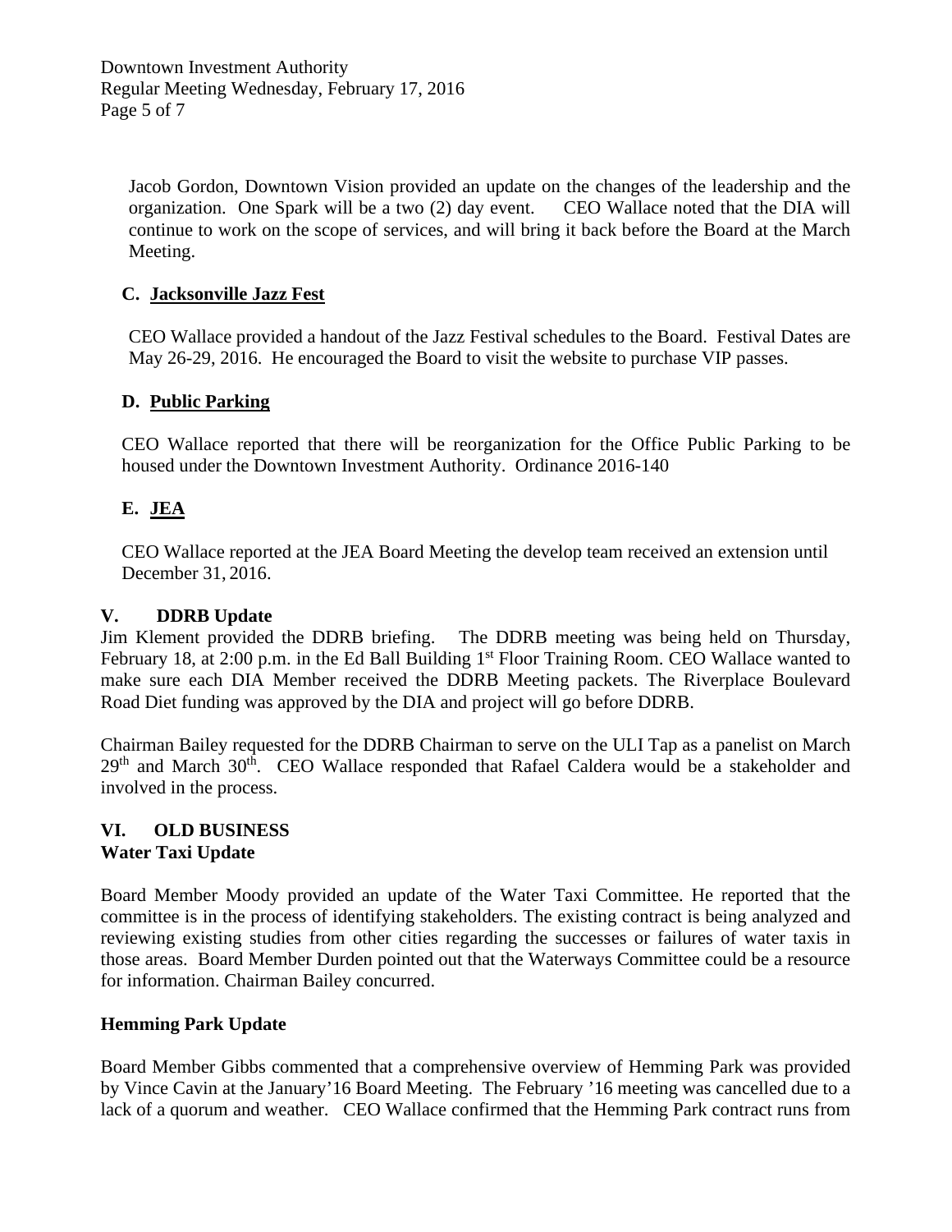Jacob Gordon, Downtown Vision provided an update on the changes of the leadership and the organization. One Spark will be a two (2) day event. CEO Wallace noted that the DIA will continue to work on the scope of services, and will bring it back before the Board at the March Meeting.

### C. Jacksonville Jazz Fest

CEO Wallace provided a handout of the Jazz Festival schedules to the Board. Festival Dates are May 26-29, 2016. He encouraged the Board to visit the website to purchase VIP passes.

### D. Public Parking

CEO Wallace reported that there will be reorganization for the Office Public Parking to be housed under the Downtown Investment Authority. Ordinance 2016-140

### E. JEA

CEO Wallace reported at the JEA Board Meeting the develop team received an extension until December 31, 2016.

## V. DDRB Update

Jim Klement provided the DDRB briefing. The DDRB meeting was being held on Thursday, February 18, at 2:00 p.m. in the Ed Ball Building 1st Floor Training Room. CEO Wallace wanted to make sure each DIA Member received the DDRB Meeting packets. The Riverplace Boulevard Road Diet funding was approved by the DIA and project will go before DDRB.

Chairman Bailey requested for the DDRB Chairman to serve on the ULI Tap as a panelist on March 29th and March 30th. CEO Wallace responded that Rafael Caldera would be a stakeholder and involved in the process.

## VI. OLD BUSINESS

### Water Taxi Update

Board Member Moody provided an update of the Water Taxi Committee. He reported that the committee is in the process of identifying stakeholders. The existing contract is being analyzed and reviewing existing studies from other cities regarding the successes or failures of water taxis in those areas. Board Member Durden pointed out that the Waterways Committee could be a resource for information. Chairman Bailey concurred.

### Hemming Park Update

Board Member Gibbs commented that a comprehensive overview of Hemming Park was provided by Vince Cavin at the January'16 Board Meeting. The February '16 meeting was cancelled due to a lack of a quorum and weather. CEO Wallace confirmed that the Hemming Park contract runs from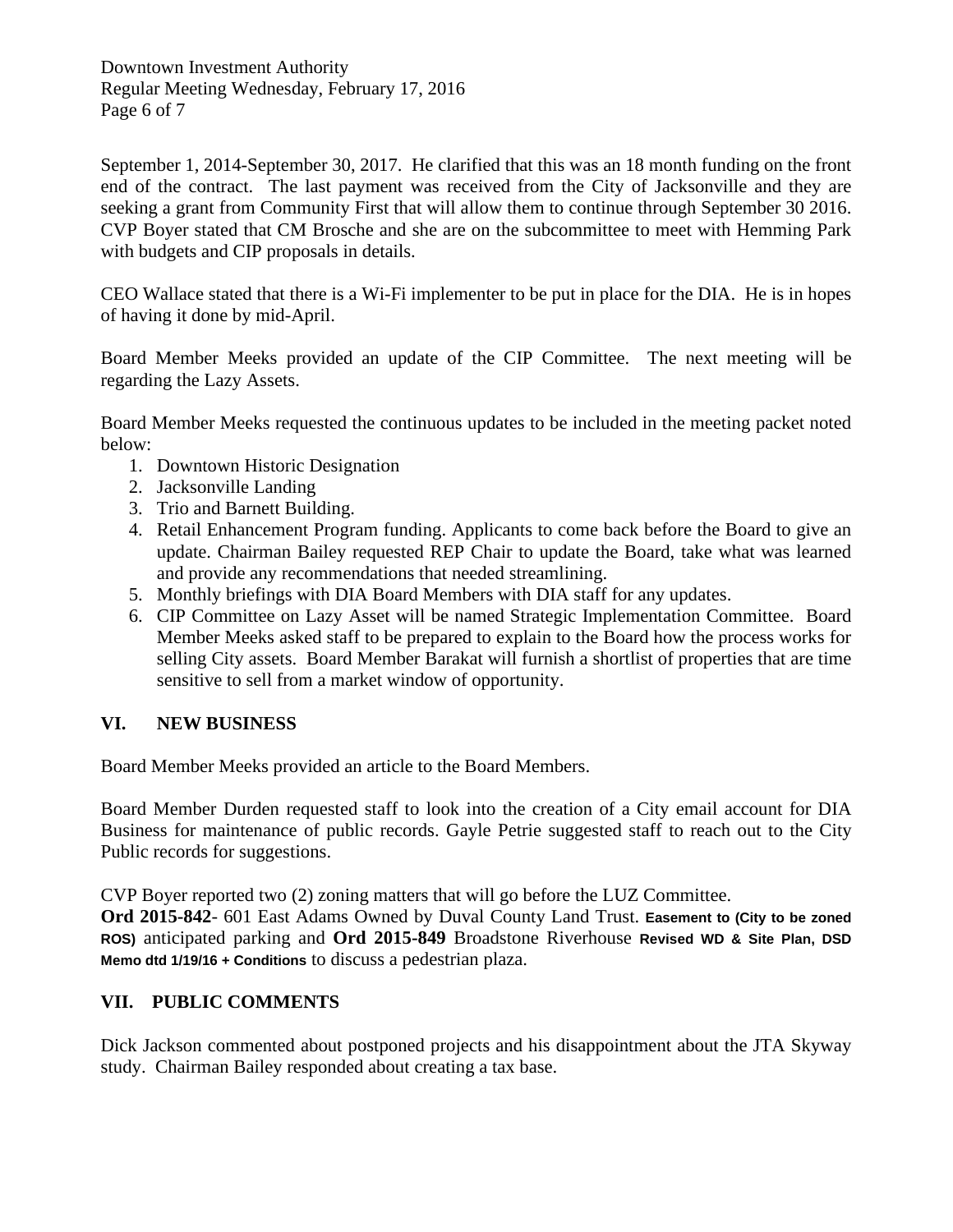September 1, 2014-September 30, 2017. He clarified that this was an 18 month funding on the front end of the contract. The last payment was received from the City of Jacksonville and they are seeking a grant from Community First that will allow them to continue through September 30 2016. CVP Boyer stated that CM Brosche and she are on the subcommittee to meet with Hemming Park with budgets and CIP proposals in details.

CEO Wallace stated that there is a Wi-Fi implementer to be put in place for the DIA. He is in hopes of having it done by mid-April.

Board Member Meeks provided an update of the CIP Committee. The next meeting will be regarding the Lazy Assets.

Board Member Meeks requested the continuous updates to be included in the meeting packet noted below:

1. Downtown Historic Designation
2. Jacksonville Landing
3. Trio and Barnett Building.
4. Retail Enhancement Program funding. Applicants to come back before the Board to give an update. Chairman Bailey requested REP Chair to update the Board, take what was learned and provide any recommendations that needed streamlining.
5. Monthly briefings with DIA Board Members with DIA staff for any updates.
6. CIP Committee on Lazy Asset will be named Strategic Implementation Committee. Board Member Meeks asked staff to be prepared to explain to the Board how the process works for selling City assets. Board Member Barakat will furnish a shortlist of properties that are time sensitive to sell from a market window of opportunity.

## VI. NEW BUSINESS

Board Member Meeks provided an article to the Board Members.

Board Member Durden requested staff to look into the creation of a City email account for DIA Business for maintenance of public records. Gayle Petrie suggested staff to reach out to the City Public records for suggestions.

CVP Boyer reported two (2) zoning matters that will go before the LUZ Committee.

**Ord 2015-842**- 601 East Adams Owned by Duval County Land Trust. **Easement to (City to be zoned ROS)** anticipated parking and **Ord 2015-849** Broadstone Riverhouse **Revised WD & Site Plan, DSD Memo dtd 1/19/16 + Conditions** to discuss a pedestrian plaza.

## VII. PUBLIC COMMENTS

Dick Jackson commented about postponed projects and his disappointment about the JTA Skyway study. Chairman Bailey responded about creating a tax base.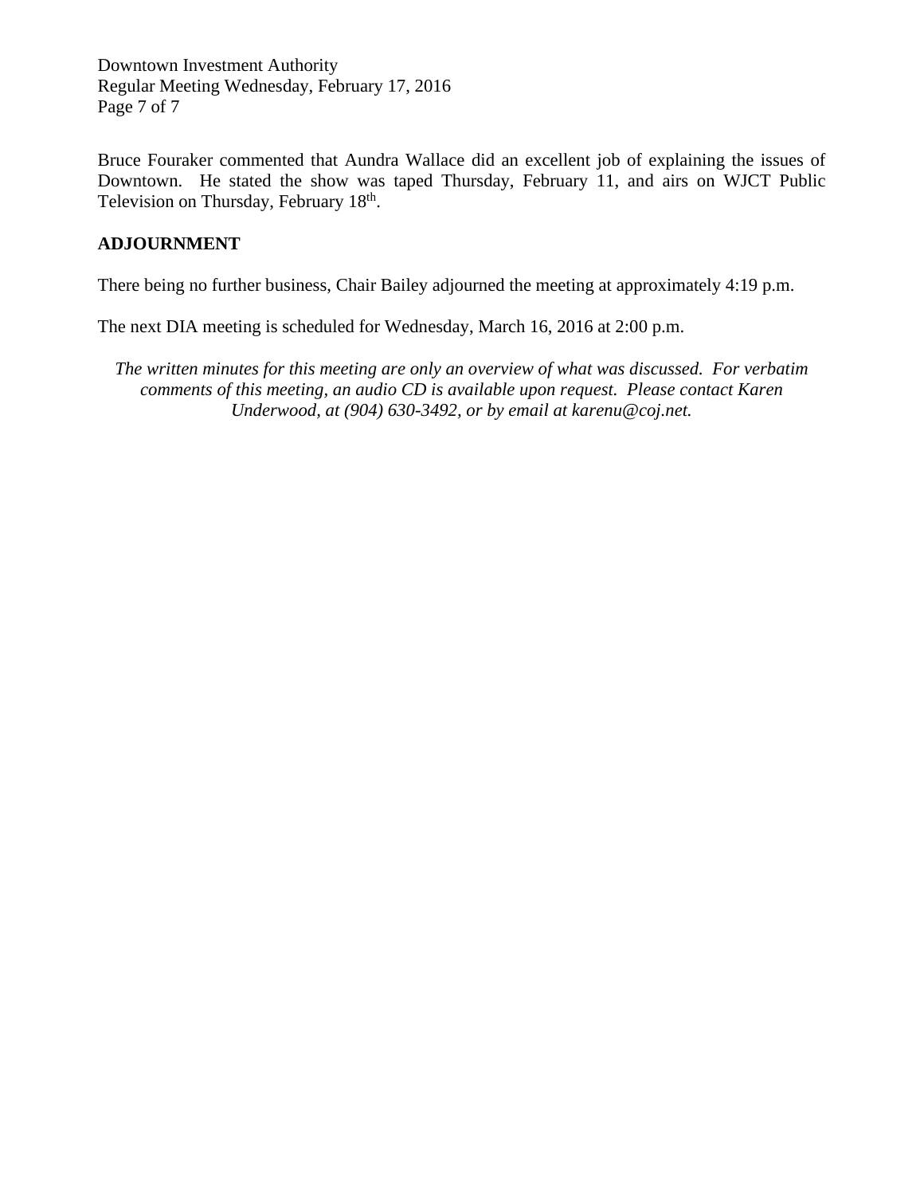Bruce Fouraker commented that Aundra Wallace did an excellent job of explaining the issues of Downtown. He stated the show was taped Thursday, February 11, and airs on WJCT Public Television on Thursday, February 18th.

## ADJOURNMENT

There being no further business, Chair Bailey adjourned the meeting at approximately 4:19 p.m.

The next DIA meeting is scheduled for Wednesday, March 16, 2016 at 2:00 p.m.

*The written minutes for this meeting are only an overview of what was discussed. For verbatim comments of this meeting, an audio CD is available upon request. Please contact Karen Underwood, at (904) 630-3492, or by email at karenu@coj.net.*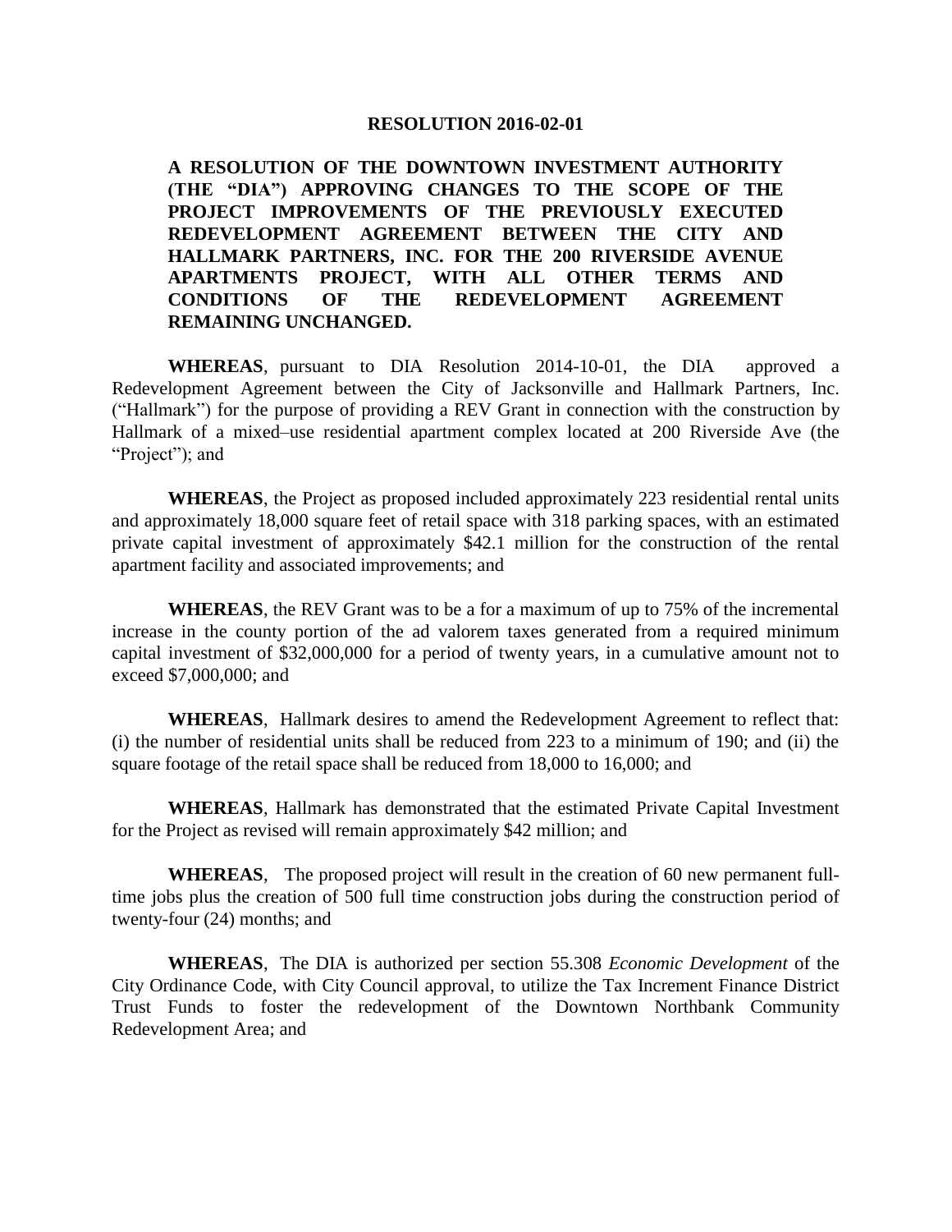**RESOLUTION 2016-02-01**

**A RESOLUTION OF THE DOWNTOWN INVESTMENT AUTHORITY (THE "DIA") APPROVING CHANGES TO THE SCOPE OF THE PROJECT IMPROVEMENTS OF THE PREVIOUSLY EXECUTED REDEVELOPMENT AGREEMENT BETWEEN THE CITY AND HALLMARK PARTNERS, INC. FOR THE 200 RIVERSIDE AVENUE APARTMENTS PROJECT, WITH ALL OTHER TERMS AND CONDITIONS OF THE REDEVELOPMENT AGREEMENT REMAINING UNCHANGED.**

**WHEREAS**, pursuant to DIA Resolution 2014-10-01, the DIA approved a Redevelopment Agreement between the City of Jacksonville and Hallmark Partners, Inc. ("Hallmark") for the purpose of providing a REV Grant in connection with the construction by Hallmark of a mixed–use residential apartment complex located at 200 Riverside Ave (the "Project"); and

**WHEREAS**, the Project as proposed included approximately 223 residential rental units and approximately 18,000 square feet of retail space with 318 parking spaces, with an estimated private capital investment of approximately $42.1 million for the construction of the rental apartment facility and associated improvements; and

**WHEREAS**, the REV Grant was to be a for a maximum of up to 75% of the incremental increase in the county portion of the ad valorem taxes generated from a required minimum capital investment of $32,000,000 for a period of twenty years, in a cumulative amount not to exceed $7,000,000; and

**WHEREAS**, Hallmark desires to amend the Redevelopment Agreement to reflect that: (i) the number of residential units shall be reduced from 223 to a minimum of 190; and (ii) the square footage of the retail space shall be reduced from 18,000 to 16,000; and

**WHEREAS**, Hallmark has demonstrated that the estimated Private Capital Investment for the Project as revised will remain approximately $42 million; and

**WHEREAS**, The proposed project will result in the creation of 60 new permanent full-time jobs plus the creation of 500 full time construction jobs during the construction period of twenty-four (24) months; and

**WHEREAS**, The DIA is authorized per section 55.308 *Economic Development* of the City Ordinance Code, with City Council approval, to utilize the Tax Increment Finance District Trust Funds to foster the redevelopment of the Downtown Northbank Community Redevelopment Area; and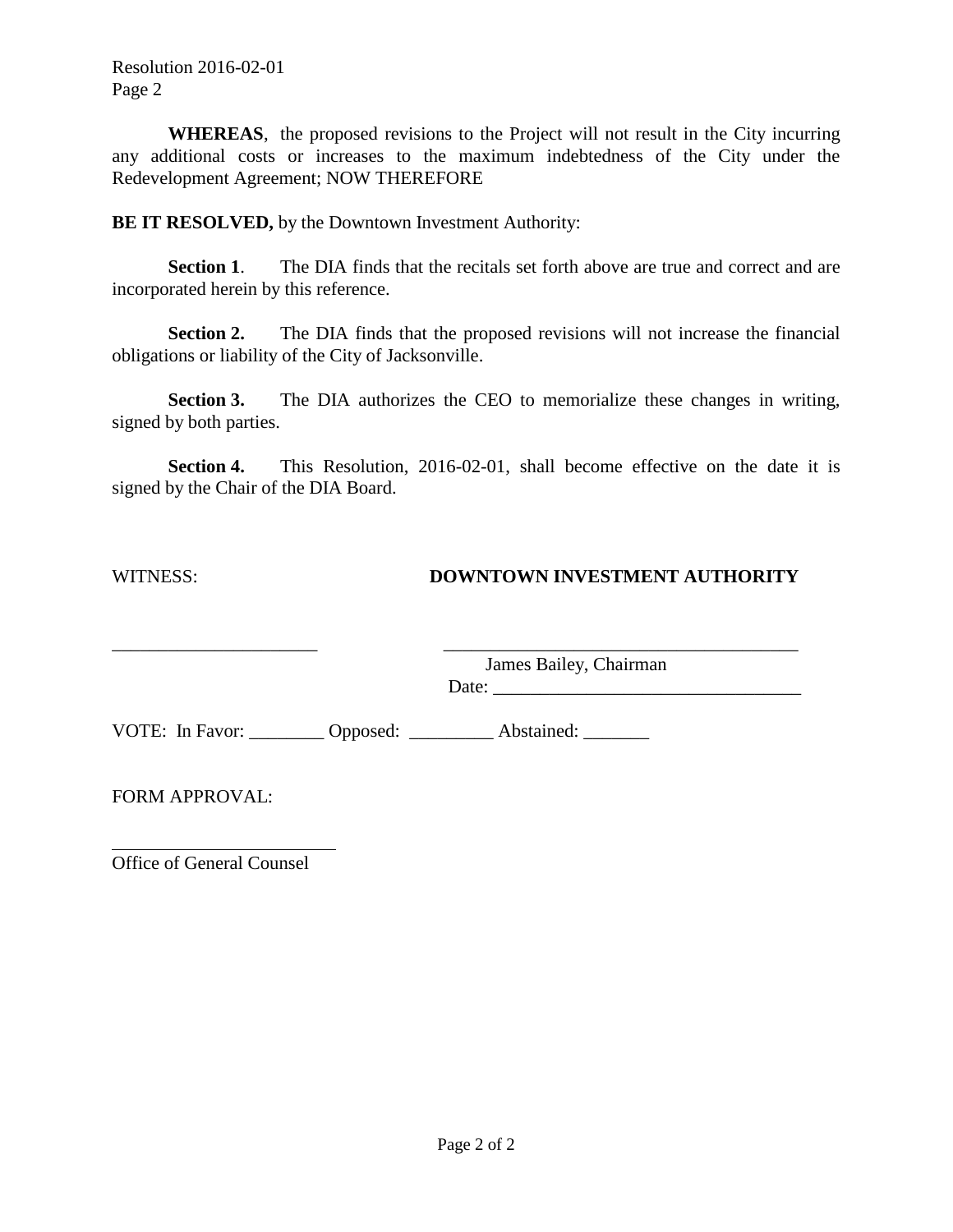Resolution 2016-02-01
Page 2

**WHEREAS**, the proposed revisions to the Project will not result in the City incurring any additional costs or increases to the maximum indebtedness of the City under the Redevelopment Agreement; NOW THEREFORE

**BE IT RESOLVED,** by the Downtown Investment Authority:

**Section 1**. The DIA finds that the recitals set forth above are true and correct and are incorporated herein by this reference.

**Section 2.** The DIA finds that the proposed revisions will not increase the financial obligations or liability of the City of Jacksonville.

**Section 3.** The DIA authorizes the CEO to memorialize these changes in writing, signed by both parties.

**Section 4.** This Resolution, 2016-02-01, shall become effective on the date it is signed by the Chair of the DIA Board.

WITNESS: **DOWNTOWN INVESTMENT AUTHORITY**

______________________ ______________________________________
James Bailey, Chairman
Date: _________________________________

VOTE: In Favor: ________ Opposed: _________ Abstained: _______

FORM APPROVAL:

________________________
Office of General Counsel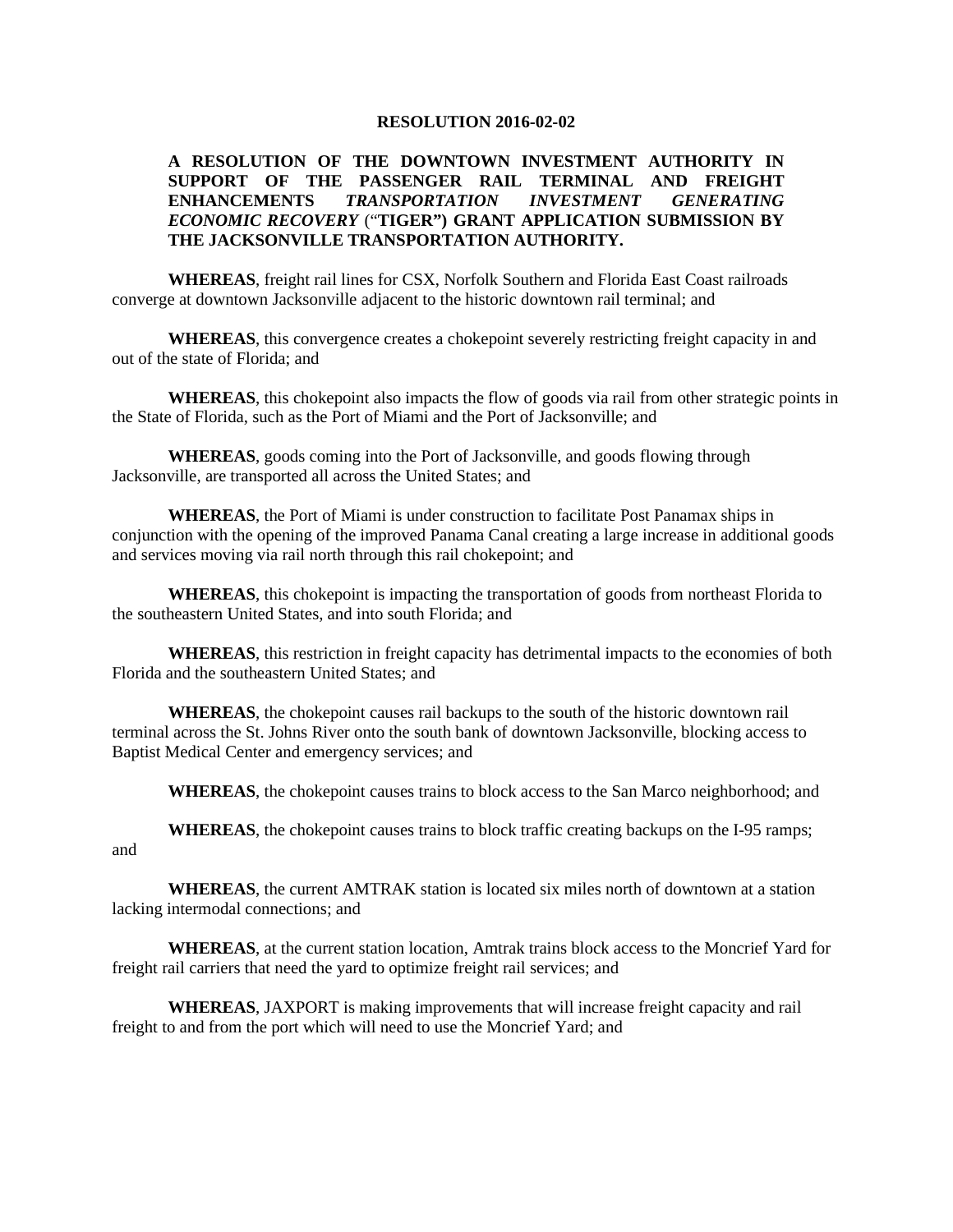**RESOLUTION 2016-02-02**

**A RESOLUTION OF THE DOWNTOWN INVESTMENT AUTHORITY IN SUPPORT OF THE PASSENGER RAIL TERMINAL AND FREIGHT ENHANCEMENTS *TRANSPORTATION INVESTMENT GENERATING ECONOMIC RECOVERY* ("TIGER") GRANT APPLICATION SUBMISSION BY THE JACKSONVILLE TRANSPORTATION AUTHORITY.**

**WHEREAS**, freight rail lines for CSX, Norfolk Southern and Florida East Coast railroads converge at downtown Jacksonville adjacent to the historic downtown rail terminal; and

**WHEREAS**, this convergence creates a chokepoint severely restricting freight capacity in and out of the state of Florida; and

**WHEREAS**, this chokepoint also impacts the flow of goods via rail from other strategic points in the State of Florida, such as the Port of Miami and the Port of Jacksonville; and

**WHEREAS**, goods coming into the Port of Jacksonville, and goods flowing through Jacksonville, are transported all across the United States; and

**WHEREAS**, the Port of Miami is under construction to facilitate Post Panamax ships in conjunction with the opening of the improved Panama Canal creating a large increase in additional goods and services moving via rail north through this rail chokepoint; and

**WHEREAS**, this chokepoint is impacting the transportation of goods from northeast Florida to the southeastern United States, and into south Florida; and

**WHEREAS**, this restriction in freight capacity has detrimental impacts to the economies of both Florida and the southeastern United States; and

**WHEREAS**, the chokepoint causes rail backups to the south of the historic downtown rail terminal across the St. Johns River onto the south bank of downtown Jacksonville, blocking access to Baptist Medical Center and emergency services; and

**WHEREAS**, the chokepoint causes trains to block access to the San Marco neighborhood; and

**WHEREAS**, the chokepoint causes trains to block traffic creating backups on the I-95 ramps; and

**WHEREAS**, the current AMTRAK station is located six miles north of downtown at a station lacking intermodal connections; and

**WHEREAS**, at the current station location, Amtrak trains block access to the Moncrief Yard for freight rail carriers that need the yard to optimize freight rail services; and

**WHEREAS**, JAXPORT is making improvements that will increase freight capacity and rail freight to and from the port which will need to use the Moncrief Yard; and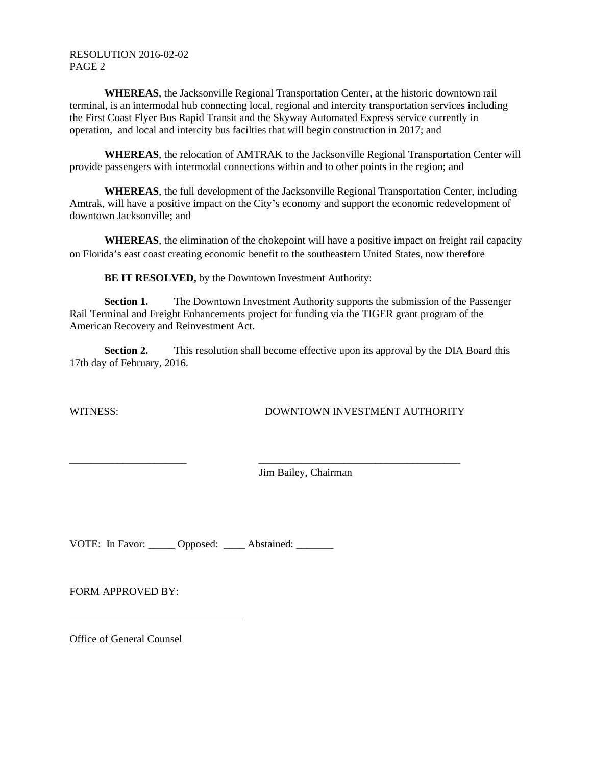RESOLUTION 2016-02-02
PAGE 2

**WHEREAS**, the Jacksonville Regional Transportation Center, at the historic downtown rail terminal, is an intermodal hub connecting local, regional and intercity transportation services including the First Coast Flyer Bus Rapid Transit and the Skyway Automated Express service currently in operation, and local and intercity bus facilties that will begin construction in 2017; and

**WHEREAS**, the relocation of AMTRAK to the Jacksonville Regional Transportation Center will provide passengers with intermodal connections within and to other points in the region; and

**WHEREAS**, the full development of the Jacksonville Regional Transportation Center, including Amtrak, will have a positive impact on the City's economy and support the economic redevelopment of downtown Jacksonville; and

**WHEREAS**, the elimination of the chokepoint will have a positive impact on freight rail capacity on Florida's east coast creating economic benefit to the southeastern United States, now therefore

**BE IT RESOLVED,** by the Downtown Investment Authority:

**Section 1.** The Downtown Investment Authority supports the submission of the Passenger Rail Terminal and Freight Enhancements project for funding via the TIGER grant program of the American Recovery and Reinvestment Act.

**Section 2.** This resolution shall become effective upon its approval by the DIA Board this 17th day of February, 2016.

WITNESS: DOWNTOWN INVESTMENT AUTHORITY

______________________ ______________________________________
Jim Bailey, Chairman

VOTE: In Favor: _____ Opposed: ____ Abstained: _______

FORM APPROVED BY:

________________________________

Office of General Counsel